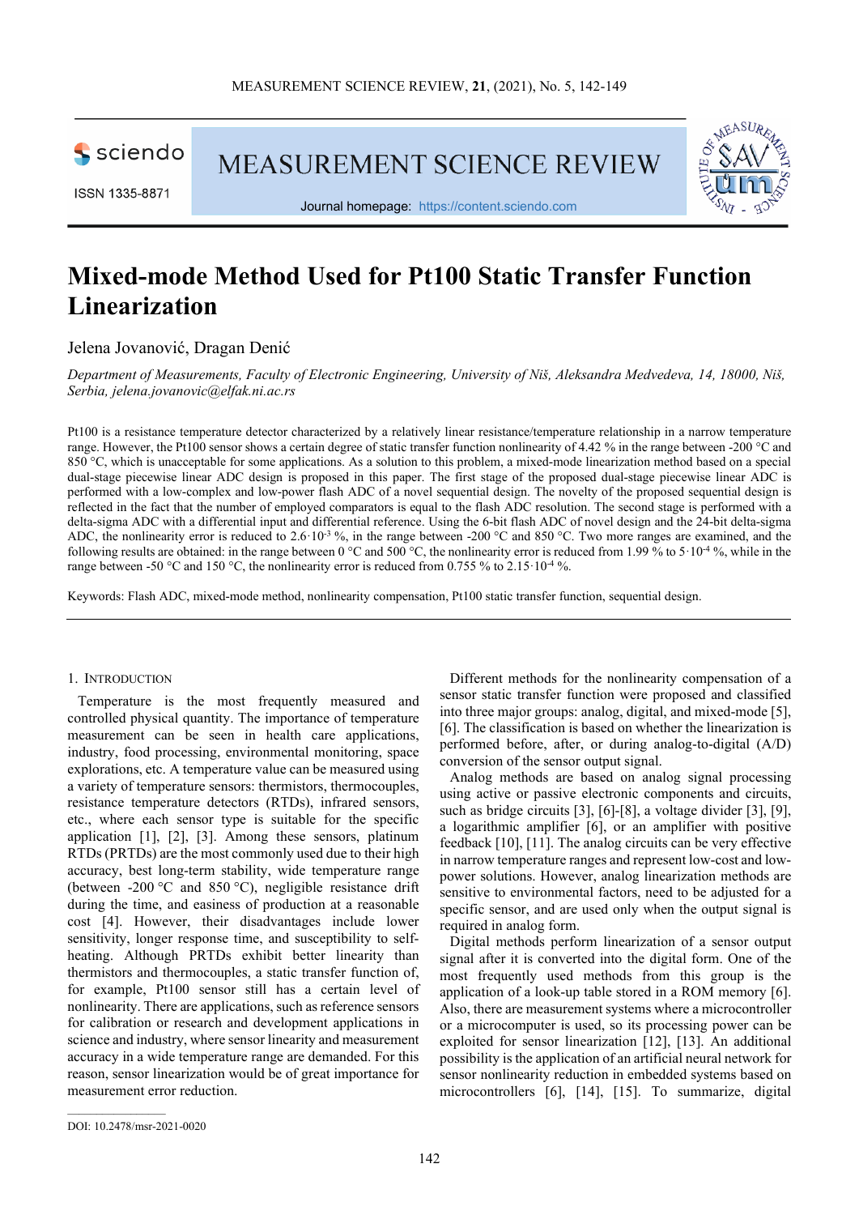# Mixed-mode Method Used for Pt100 Static Transfer Function Linearization

Jelena Jovanović, Dragan Denić

*Department of Measurements, Faculty of Electronic Engineering, University of Niš, Aleksandra Medvedeva, 14, 18000, Niš, Serbia, jelena.jovanovic@elfak.ni.ac.rs*

Pt100 is a resistance temperature detector characterized by a relatively linear resistance/temperature relationship in a narrow temperature range. However, the Pt100 sensor shows a certain degree of static transfer function nonlinearity of 4.42 % in the range between -200 °C and 850 °C, which is unacceptable for some applications. As a solution to this problem, a mixed-mode linearization method based on a special dual-stage piecewise linear ADC design is proposed in this paper. The first stage of the proposed dual-stage piecewise linear ADC is performed with a low-complex and low-power flash ADC of a novel sequential design. The novelty of the proposed sequential design is reflected in the fact that the number of employed comparators is equal to the flash ADC resolution. The second stage is performed with a delta-sigma ADC with a differential input and differential reference. Using the 6-bit flash ADC of novel design and the 24-bit delta-sigma ADC, the nonlinearity error is reduced to $2.6 \cdot 10^{-3}$ %, in the range between -200 °C and 850 °C. Two more ranges are examined, and the following results are obtained: in the range between 0 °C and 500 °C, the nonlinearity error is reduced from 1.99 % to $5 \cdot 10^{-4}$ %, while in the range between -50 °C and 150 °C, the nonlinearity error is reduced from 0.755 % to $2.15 \cdot 10^{-4}$ %.

Keywords: Flash ADC, mixed-mode method, nonlinearity compensation, Pt100 static transfer function, sequential design.

## 1. Introduction

Temperature is the most frequently measured and controlled physical quantity. The importance of temperature measurement can be seen in health care applications, industry, food processing, environmental monitoring, space explorations, etc. A temperature value can be measured using a variety of temperature sensors: thermistors, thermocouples, resistance temperature detectors (RTDs), infrared sensors, etc., where each sensor type is suitable for the specific application [1], [2], [3]. Among these sensors, platinum RTDs (PRTDs) are the most commonly used due to their high accuracy, best long-term stability, wide temperature range (between -200 °C and 850 °C), negligible resistance drift during the time, and easiness of production at a reasonable cost [4]. However, their disadvantages include lower sensitivity, longer response time, and susceptibility to self-heating. Although PRTDs exhibit better linearity than thermistors and thermocouples, a static transfer function of, for example, Pt100 sensor still has a certain level of nonlinearity. There are applications, such as reference sensors for calibration or research and development applications in science and industry, where sensor linearity and measurement accuracy in a wide temperature range are demanded. For this reason, sensor linearization would be of great importance for measurement error reduction.

Different methods for the nonlinearity compensation of a sensor static transfer function were proposed and classified into three major groups: analog, digital, and mixed-mode [5], [6]. The classification is based on whether the linearization is performed before, after, or during analog-to-digital (A/D) conversion of the sensor output signal.

Analog methods are based on analog signal processing using active or passive electronic components and circuits, such as bridge circuits [3], [6]-[8], a voltage divider [3], [9], a logarithmic amplifier [6], or an amplifier with positive feedback [10], [11]. The analog circuits can be very effective in narrow temperature ranges and represent low-cost and low-power solutions. However, analog linearization methods are sensitive to environmental factors, need to be adjusted for a specific sensor, and are used only when the output signal is required in analog form.

Digital methods perform linearization of a sensor output signal after it is converted into the digital form. One of the most frequently used methods from this group is the application of a look-up table stored in a ROM memory [6]. Also, there are measurement systems where a microcontroller or a microcomputer is used, so its processing power can be exploited for sensor linearization [12], [13]. An additional possibility is the application of an artificial neural network for sensor nonlinearity reduction in embedded systems based on microcontrollers [6], [14], [15]. To summarize, digital

DOI: 10.2478/msr-2021-0020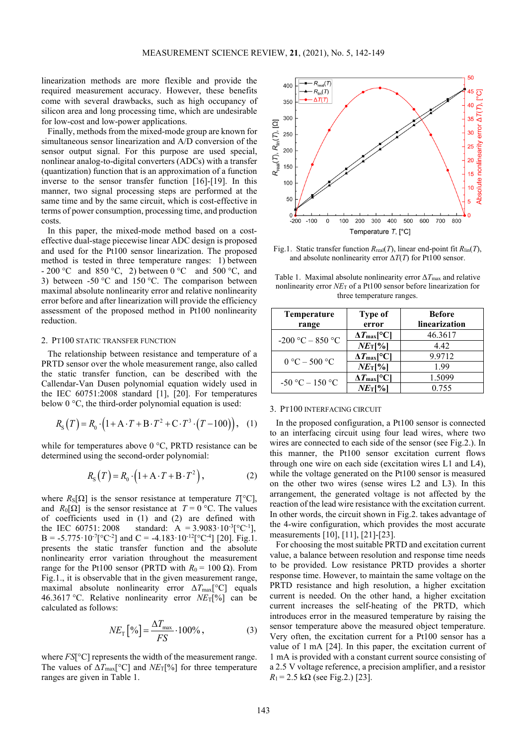linearization methods are more flexible and provide the required measurement accuracy. However, these benefits come with several drawbacks, such as high occupancy of silicon area and long processing time, which are undesirable for low-cost and low-power applications.

Finally, methods from the mixed-mode group are known for simultaneous sensor linearization and A/D conversion of the sensor output signal. For this purpose are used special, nonlinear analog-to-digital converters (ADCs) with a transfer (quantization) function that is an approximation of a function inverse to the sensor transfer function [16]-[19]. In this manner, two signal processing steps are performed at the same time and by the same circuit, which is cost-effective in terms of power consumption, processing time, and production costs.

In this paper, the mixed-mode method based on a cost-effective dual-stage piecewise linear ADC design is proposed and used for the Pt100 sensor linearization. The proposed method is tested in three temperature ranges: 1) between - 200 °C and 850 °C, 2) between 0 °C and 500 °C, and 3) between -50 °C and 150 °C. The comparison between maximal absolute nonlinearity error and relative nonlinearity error before and after linearization will provide the efficiency assessment of the proposed method in Pt100 nonlinearity reduction.

## 2. Pt100 static transfer function

The relationship between resistance and temperature of a PRTD sensor over the whole measurement range, also called the static transfer function, can be described with the Callendar-Van Dusen polynomial equation widely used in the IEC 60751:2008 standard [1], [20]. For temperatures below 0 °C, the third-order polynomial equation is used:

$$R_S(T) = R_0 \cdot \left(1 + A \cdot T + B \cdot T^2 + C \cdot T^3 \cdot (T - 100)\right), \quad (1)$$

while for temperatures above 0 °C, PRTD resistance can be determined using the second-order polynomial:

$$R_S(T) = R_0 \cdot \left(1 + A \cdot T + B \cdot T^2\right), \quad (2)$$

where $R_S[\Omega]$ is the sensor resistance at temperature $T$[°C], and $R_0[\Omega]$ is the sensor resistance at $T = 0$ °C. The values of coefficients used in (1) and (2) are defined with the IEC 60751:2008 standard: $A = 3.9083 \cdot 10^{-3}$[°C$^{-1}$], $B = -5.775 \cdot 10^{-7}$[°C$^{-2}$] and $C = -4.183 \cdot 10^{-12}$[°C$^{-4}$] [20]. Fig.1. presents the static transfer function and the absolute nonlinearity error variation throughout the measurement range for the Pt100 sensor (PRTD with $R_0 = 100\ \Omega$). From Fig.1., it is observable that in the given measurement range, maximal absolute nonlinearity error $\Delta T_{max}$[°C] equals 46.3617 °C. Relative nonlinearity error $NE_T$[%] can be calculated as follows:

$$NE_T[\%] = \frac{\Delta T_{max}}{FS} \cdot 100\%, \quad (3)$$

where $FS$[°C] represents the width of the measurement range. The values of $\Delta T_{max}$[°C] and $NE_T$[%] for three temperature ranges are given in Table 1.

Fig.1. Static transfer function $R_{real}(T)$, linear end-point fit $R_{lin}(T)$, and absolute nonlinearity error $\Delta T(T)$ for Pt100 sensor.

Table 1. Maximal absolute nonlinearity error $\Delta T_{max}$ and relative nonlinearity error $NE_T$ of a Pt100 sensor before linearization for three temperature ranges.

| Temperature range | Type of error | Before linearization |
|---|---|---|
| -200 °C – 850 °C | $\Delta T_{max}$[°C] | 46.3617 |
| | $NE_T$[%] | 4.42 |
| 0 °C – 500 °C | $\Delta T_{max}$[°C] | 9.9712 |
| | $NE_T$[%] | 1.99 |
| -50 °C – 150 °C | $\Delta T_{max}$[°C] | 1.5099 |
| | $NE_T$[%] | 0.755 |

## 3. Pt100 interfacing circuit

In the proposed configuration, a Pt100 sensor is connected to an interfacing circuit using four lead wires, where two wires are connected to each side of the sensor (see Fig.2.). In this manner, the Pt100 sensor excitation current flows through one wire on each side (excitation wires L1 and L4), while the voltage generated on the Pt100 sensor is measured on the other two wires (sense wires L2 and L3). In this arrangement, the generated voltage is not affected by the reaction of the lead wire resistance with the excitation current. In other words, the circuit shown in Fig.2. takes advantage of the 4-wire configuration, which provides the most accurate measurements [10], [11], [21]-[23].

For choosing the most suitable PRTD and excitation current value, a balance between resolution and response time needs to be provided. Low resistance PRTD provides a shorter response time. However, to maintain the same voltage on the PRTD resistance and high resolution, a higher excitation current is needed. On the other hand, a higher excitation current increases the self-heating of the PRTD, which introduces error in the measured temperature by raising the sensor temperature above the measured object temperature. Very often, the excitation current for a Pt100 sensor has a value of 1 mA [24]. In this paper, the excitation current of 1 mA is provided with a constant current source consisting of a 2.5 V voltage reference, a precision amplifier, and a resistor $R_1 = 2.5$ kΩ (see Fig.2.) [23].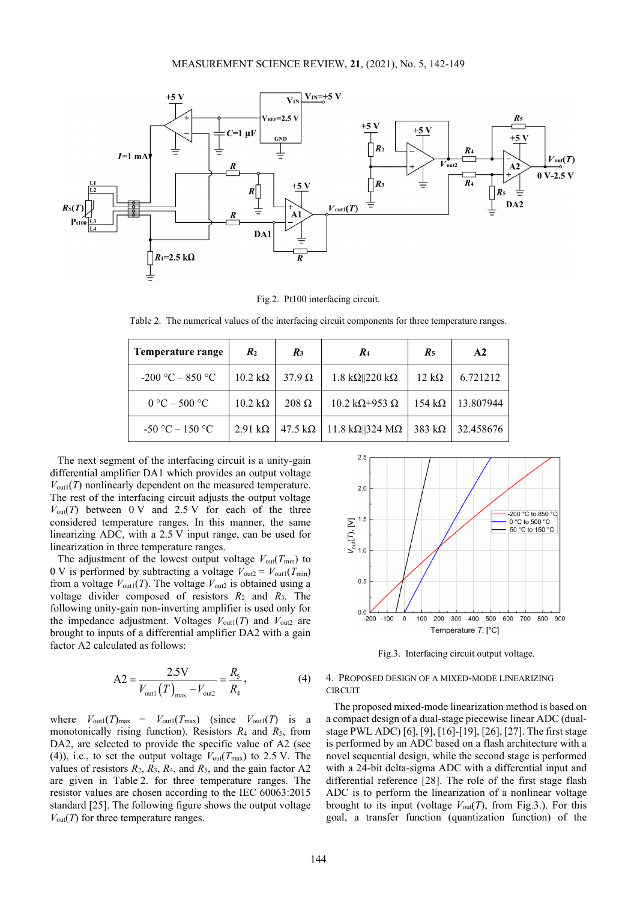Fig.2. Pt100 interfacing circuit.

Table 2. The numerical values of the interfacing circuit components for three temperature ranges.

| Temperature range | $R_2$ | $R_3$ | $R_4$ | $R_5$ | A2 |
|---|---|---|---|---|---|
| -200 °C – 850 °C | 10.2 kΩ | 37.9 Ω | 1.8 kΩ‖220 kΩ | 12 kΩ | 6.721212 |
| 0 °C – 500 °C | 10.2 kΩ | 208 Ω | 10.2 kΩ+953 Ω | 154 kΩ | 13.807944 |
| -50 °C – 150 °C | 2.91 kΩ | 47.5 kΩ | 11.8 kΩ‖324 MΩ | 383 kΩ | 32.458676 |

The next segment of the interfacing circuit is a unity-gain differential amplifier DA1 which provides an output voltage $V_{out1}(T)$ nonlinearly dependent on the measured temperature. The rest of the interfacing circuit adjusts the output voltage $V_{out}(T)$ between 0 V and 2.5 V for each of the three considered temperature ranges. In this manner, the same linearizing ADC, with a 2.5 V input range, can be used for linearization in three temperature ranges.

The adjustment of the lowest output voltage $V_{out}(T_{min})$ to 0 V is performed by subtracting a voltage $V_{out2} = V_{out1}(T_{min})$ from a voltage $V_{out1}(T)$. The voltage $V_{out2}$ is obtained using a voltage divider composed of resistors $R_2$ and $R_3$. The following unity-gain non-inverting amplifier is used only for the impedance adjustment. Voltages $V_{out1}(T)$ and $V_{out2}$ are brought to inputs of a differential amplifier DA2 with a gain factor A2 calculated as follows:

$$A2 = \frac{2.5\text{V}}{V_{out1}(T)_{max} - V_{out2}} = \frac{R_5}{R_4}, \qquad (4)$$

where $V_{out1}(T)_{max} = V_{out1}(T_{max})$ (since $V_{out1}(T)$ is a monotonically rising function). Resistors $R_4$ and $R_5$, from DA2, are selected to provide the specific value of A2 (see (4)), i.e., to set the output voltage $V_{out}(T_{max})$ to 2.5 V. The values of resistors $R_2$, $R_3$, $R_4$, and $R_5$, and the gain factor A2 are given in Table 2. for three temperature ranges. The resistor values are chosen according to the IEC 60063:2015 standard [25]. The following figure shows the output voltage $V_{out}(T)$ for three temperature ranges.

Fig.3. Interfacing circuit output voltage.

## 4. Proposed design of a mixed-mode linearizing circuit

The proposed mixed-mode linearization method is based on a compact design of a dual-stage piecewise linear ADC (dual-stage PWL ADC) [6], [9], [16]-[19], [26], [27]. The first stage is performed by an ADC based on a flash architecture with a novel sequential design, while the second stage is performed with a 24-bit delta-sigma ADC with a differential input and differential reference [28]. The role of the first stage flash ADC is to perform the linearization of a nonlinear voltage brought to its input (voltage $V_{out}(T)$, from Fig.3.). For this goal, a transfer function (quantization function) of the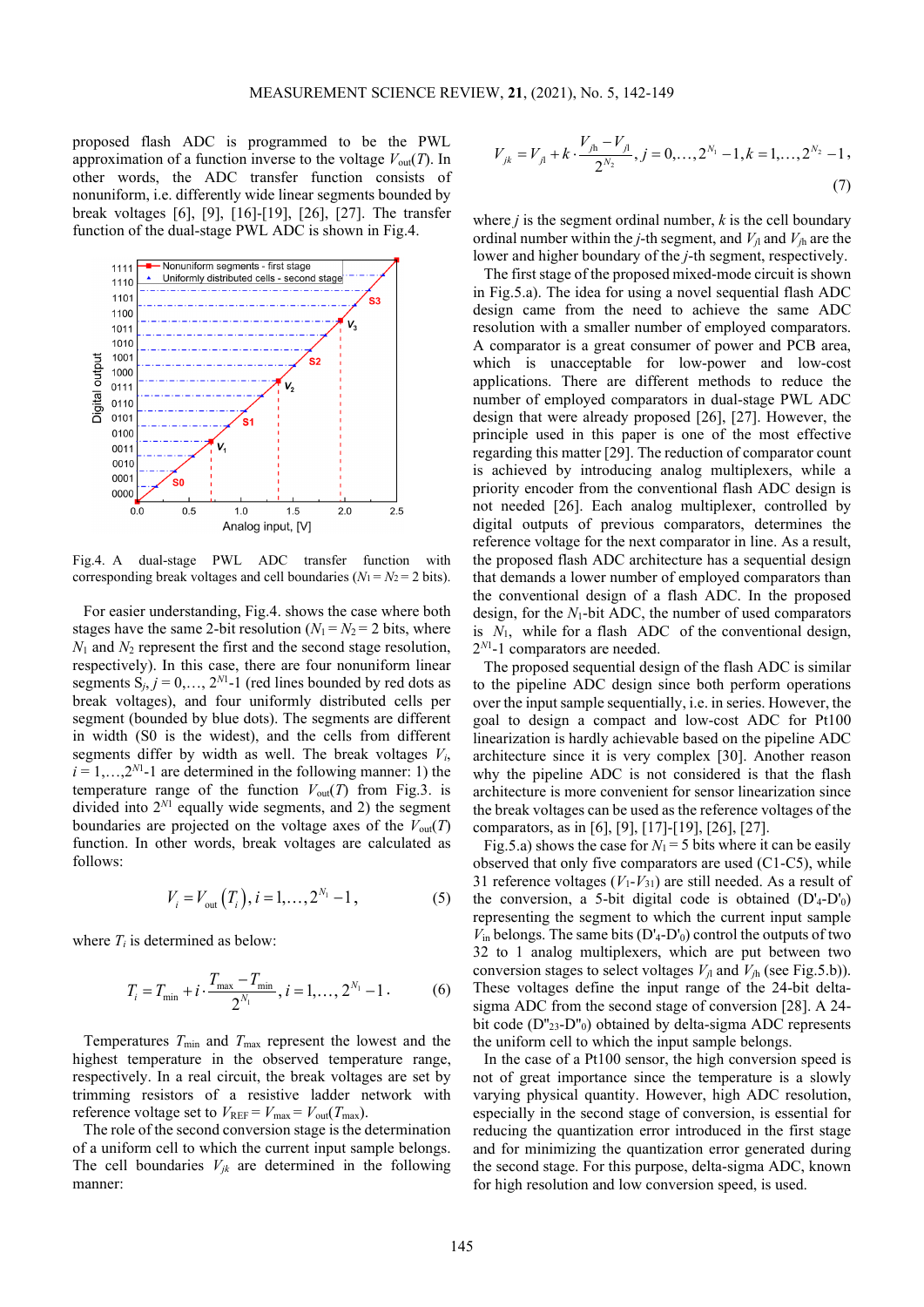proposed flash ADC is programmed to be the PWL approximation of a function inverse to the voltage $V_{out}(T)$. In other words, the ADC transfer function consists of nonuniform, i.e. differently wide linear segments bounded by break voltages [6], [9], [16]-[19], [26], [27]. The transfer function of the dual-stage PWL ADC is shown in Fig.4.

Fig.4. A dual-stage PWL ADC transfer function with corresponding break voltages and cell boundaries ($N_1 = N_2 = 2$ bits).

For easier understanding, Fig.4. shows the case where both stages have the same 2-bit resolution ($N_1 = N_2 = 2$ bits, where $N_1$ and $N_2$ represent the first and the second stage resolution, respectively). In this case, there are four nonuniform linear segments $S_j$, $j = 0,\ldots, 2^{N1}$-1 (red lines bounded by red dots as break voltages), and four uniformly distributed cells per segment (bounded by blue dots). The segments are different in width (S0 is the widest), and the cells from different segments differ by width as well. The break voltages $V_i$, $i = 1,\ldots,2^{N1}$-1 are determined in the following manner: 1) the temperature range of the function $V_{out}(T)$ from Fig.3. is divided into $2^{N1}$ equally wide segments, and 2) the segment boundaries are projected on the voltage axes of the $V_{out}(T)$ function. In other words, break voltages are calculated as follows:

$$V_i = V_{out}\left(T_i\right), i = 1,\ldots, 2^{N_1} - 1\,, \tag{5}$$

where $T_i$ is determined as below:

$$T_i = T_{min} + i \cdot \frac{T_{max} - T_{min}}{2^{N_1}}, i = 1,\ldots, 2^{N_1} - 1\,. \tag{6}$$

Temperatures $T_{min}$ and $T_{max}$ represent the lowest and the highest temperature in the observed temperature range, respectively. In a real circuit, the break voltages are set by trimming resistors of a resistive ladder network with reference voltage set to $V_{REF} = V_{max} = V_{out}(T_{max})$.

The role of the second conversion stage is the determination of a uniform cell to which the current input sample belongs. The cell boundaries $V_{jk}$ are determined in the following manner:

$$V_{jk} = V_{jl} + k \cdot \frac{V_{jh} - V_{jl}}{2^{N_2}}, j = 0,\ldots, 2^{N_1} - 1, k = 1,\ldots, 2^{N_2} - 1\,, \tag{7}$$

where $j$ is the segment ordinal number, $k$ is the cell boundary ordinal number within the $j$-th segment, and $V_{jl}$ and $V_{jh}$ are the lower and higher boundary of the $j$-th segment, respectively.

The first stage of the proposed mixed-mode circuit is shown in Fig.5.a). The idea for using a novel sequential flash ADC design came from the need to achieve the same ADC resolution with a smaller number of employed comparators. A comparator is a great consumer of power and PCB area, which is unacceptable for low-power and low-cost applications. There are different methods to reduce the number of employed comparators in dual-stage PWL ADC design that were already proposed [26], [27]. However, the principle used in this paper is one of the most effective regarding this matter [29]. The reduction of comparator count is achieved by introducing analog multiplexers, while a priority encoder from the conventional flash ADC design is not needed [26]. Each analog multiplexer, controlled by digital outputs of previous comparators, determines the reference voltage for the next comparator in line. As a result, the proposed flash ADC architecture has a sequential design that demands a lower number of employed comparators than the conventional design of a flash ADC. In the proposed design, for the $N_1$-bit ADC, the number of used comparators is $N_1$, while for a flash ADC of the conventional design, $2^{N1}$-1 comparators are needed.

The proposed sequential design of the flash ADC is similar to the pipeline ADC design since both perform operations over the input sample sequentially, i.e. in series. However, the goal to design a compact and low-cost ADC for Pt100 linearization is hardly achievable based on the pipeline ADC architecture since it is very complex [30]. Another reason why the pipeline ADC is not considered is that the flash architecture is more convenient for sensor linearization since the break voltages can be used as the reference voltages of the comparators, as in [6], [9], [17]-[19], [26], [27].

Fig.5.a) shows the case for $N_1 = 5$ bits where it can be easily observed that only five comparators are used (C1-C5), while 31 reference voltages ($V_1$-$V_{31}$) are still needed. As a result of the conversion, a 5-bit digital code is obtained (D'$_4$-D'$_0$) representing the segment to which the current input sample $V_{in}$ belongs. The same bits (D'$_4$-D'$_0$) control the outputs of two 32 to 1 analog multiplexers, which are put between two conversion stages to select voltages $V_{jl}$ and $V_{jh}$ (see Fig.5.b)). These voltages define the input range of the 24-bit delta-sigma ADC from the second stage of conversion [28]. A 24-bit code (D''$_{23}$-D''$_0$) obtained by delta-sigma ADC represents the uniform cell to which the input sample belongs.

In the case of a Pt100 sensor, the high conversion speed is not of great importance since the temperature is a slowly varying physical quantity. However, high ADC resolution, especially in the second stage of conversion, is essential for reducing the quantization error introduced in the first stage and for minimizing the quantization error generated during the second stage. For this purpose, delta-sigma ADC, known for high resolution and low conversion speed, is used.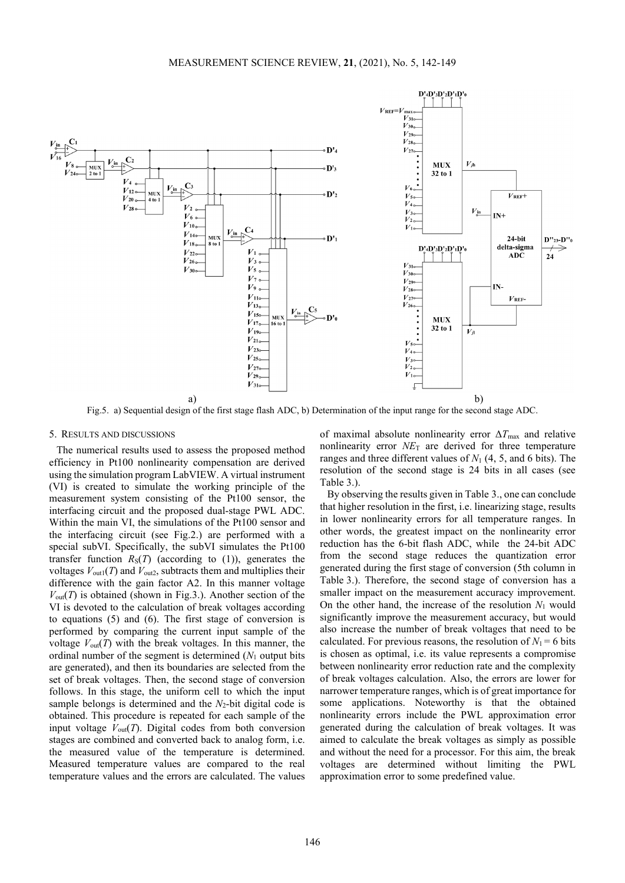Fig.5. a) Sequential design of the first stage flash ADC, b) Determination of the input range for the second stage ADC.

## 5. RESULTS AND DISCUSSIONS

The numerical results used to assess the proposed method efficiency in Pt100 nonlinearity compensation are derived using the simulation program LabVIEW. A virtual instrument (VI) is created to simulate the working principle of the measurement system consisting of the Pt100 sensor, the interfacing circuit and the proposed dual-stage PWL ADC. Within the main VI, the simulations of the Pt100 sensor and the interfacing circuit (see Fig.2.) are performed with a special subVI. Specifically, the subVI simulates the Pt100 transfer function $R_S(T)$ (according to (1)), generates the voltages $V_{out1}(T)$ and $V_{out2}$, subtracts them and multiplies their difference with the gain factor A2. In this manner voltage $V_{out}(T)$ is obtained (shown in Fig.3.). Another section of the VI is devoted to the calculation of break voltages according to equations (5) and (6). The first stage of conversion is performed by comparing the current input sample of the voltage $V_{out}(T)$ with the break voltages. In this manner, the ordinal number of the segment is determined ($N_1$ output bits are generated), and then its boundaries are selected from the set of break voltages. Then, the second stage of conversion follows. In this stage, the uniform cell to which the input sample belongs is determined and the $N_2$-bit digital code is obtained. This procedure is repeated for each sample of the input voltage $V_{out}(T)$. Digital codes from both conversion stages are combined and converted back to analog form, i.e. the measured value of the temperature is determined. Measured temperature values are compared to the real temperature values and the errors are calculated. The values of maximal absolute nonlinearity error $\Delta T_{max}$ and relative nonlinearity error $NE_T$ are derived for three temperature ranges and three different values of $N_1$ (4, 5, and 6 bits). The resolution of the second stage is 24 bits in all cases (see Table 3.).

By observing the results given in Table 3., one can conclude that higher resolution in the first, i.e. linearizing stage, results in lower nonlinearity errors for all temperature ranges. In other words, the greatest impact on the nonlinearity error reduction has the 6-bit flash ADC, while the 24-bit ADC from the second stage reduces the quantization error generated during the first stage of conversion (5th column in Table 3.). Therefore, the second stage of conversion has a smaller impact on the measurement accuracy improvement. On the other hand, the increase of the resolution $N_1$ would significantly improve the measurement accuracy, but would also increase the number of break voltages that need to be calculated. For previous reasons, the resolution of $N_1 = 6$ bits is chosen as optimal, i.e. its value represents a compromise between nonlinearity error reduction rate and the complexity of break voltages calculation. Also, the errors are lower for narrower temperature ranges, which is of great importance for some applications. Noteworthy is that the obtained nonlinearity errors include the PWL approximation error generated during the calculation of break voltages. It was aimed to calculate the break voltages as simply as possible and without the need for a processor. For this aim, the break voltages are determined without limiting the PWL approximation error to some predefined value.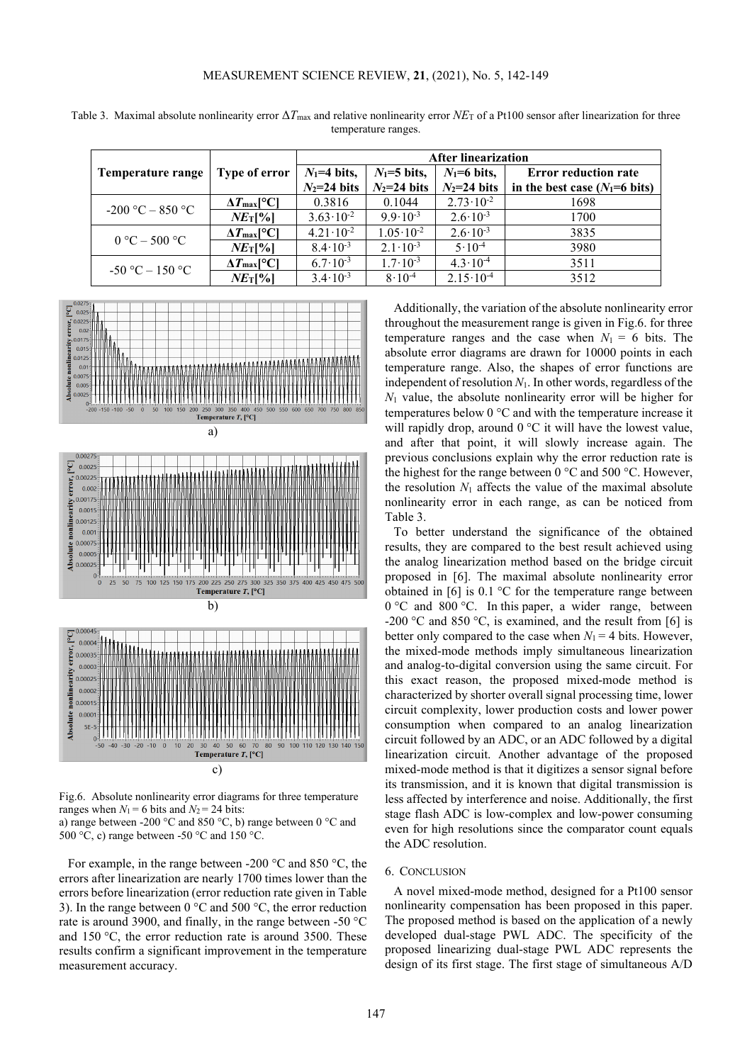Table 3. Maximal absolute nonlinearity error $\Delta T_{max}$ and relative nonlinearity error $NE_T$ of a Pt100 sensor after linearization for three temperature ranges.

| Temperature range | Type of error | After linearization | | | |
|---|---|---|---|---|---|
| | | $N_1$=4 bits, $N_2$=24 bits | $N_1$=5 bits, $N_2$=24 bits | $N_1$=6 bits, $N_2$=24 bits | Error reduction rate in the best case ($N_1$=6 bits) |
| -200 °C – 850 °C | $\Delta T_{max}$[°C] | 0.3816 | 0.1044 | $2.73 \cdot 10^{-2}$ | 1698 |
| | $NE_T$[%] | $3.63 \cdot 10^{-2}$ | $9.9 \cdot 10^{-3}$ | $2.6 \cdot 10^{-3}$ | 1700 |
| 0 °C – 500 °C | $\Delta T_{max}$[°C] | $4.21 \cdot 10^{-2}$ | $1.05 \cdot 10^{-2}$ | $2.6 \cdot 10^{-3}$ | 3835 |
| | $NE_T$[%] | $8.4 \cdot 10^{-3}$ | $2.1 \cdot 10^{-3}$ | $5 \cdot 10^{-4}$ | 3980 |
| -50 °C – 150 °C | $\Delta T_{max}$[°C] | $6.7 \cdot 10^{-3}$ | $1.7 \cdot 10^{-3}$ | $4.3 \cdot 10^{-4}$ | 3511 |
| | $NE_T$[%] | $3.4 \cdot 10^{-3}$ | $8 \cdot 10^{-4}$ | $2.15 \cdot 10^{-4}$ | 3512 |

a)

b)

c)

Fig.6. Absolute nonlinearity error diagrams for three temperature ranges when $N_1$ = 6 bits and $N_2$ = 24 bits:
a) range between -200 °C and 850 °C, b) range between 0 °C and 500 °C, c) range between -50 °C and 150 °C.

For example, in the range between -200 °C and 850 °C, the errors after linearization are nearly 1700 times lower than the errors before linearization (error reduction rate given in Table 3). In the range between 0 °C and 500 °C, the error reduction rate is around 3900, and finally, in the range between -50 °C and 150 °C, the error reduction rate is around 3500. These results confirm a significant improvement in the temperature measurement accuracy.

Additionally, the variation of the absolute nonlinearity error throughout the measurement range is given in Fig.6. for three temperature ranges and the case when $N_1$ = 6 bits. The absolute error diagrams are drawn for 10000 points in each temperature range. Also, the shapes of error functions are independent of resolution $N_1$. In other words, regardless of the $N_1$ value, the absolute nonlinearity error will be higher for temperatures below 0 °C and with the temperature increase it will rapidly drop, around 0 °C it will have the lowest value, and after that point, it will slowly increase again. The previous conclusions explain why the error reduction rate is the highest for the range between 0 °C and 500 °C. However, the resolution $N_1$ affects the value of the maximal absolute nonlinearity error in each range, as can be noticed from Table 3.

To better understand the significance of the obtained results, they are compared to the best result achieved using the analog linearization method based on the bridge circuit proposed in [6]. The maximal absolute nonlinearity error obtained in [6] is 0.1 °C for the temperature range between 0 °C and 800 °C. In this paper, a wider range, between -200 °C and 850 °C, is examined, and the result from [6] is better only compared to the case when $N_1$ = 4 bits. However, the mixed-mode methods imply simultaneous linearization and analog-to-digital conversion using the same circuit. For this exact reason, the proposed mixed-mode method is characterized by shorter overall signal processing time, lower circuit complexity, lower production costs and lower power consumption when compared to an analog linearization circuit followed by an ADC, or an ADC followed by a digital linearization circuit. Another advantage of the proposed mixed-mode method is that it digitizes a sensor signal before its transmission, and it is known that digital transmission is less affected by interference and noise. Additionally, the first stage flash ADC is low-complex and low-power consuming even for high resolutions since the comparator count equals the ADC resolution.

## 6. Conclusion

A novel mixed-mode method, designed for a Pt100 sensor nonlinearity compensation has been proposed in this paper. The proposed method is based on the application of a newly developed dual-stage PWL ADC. The specificity of the proposed linearizing dual-stage PWL ADC represents the design of its first stage. The first stage of simultaneous A/D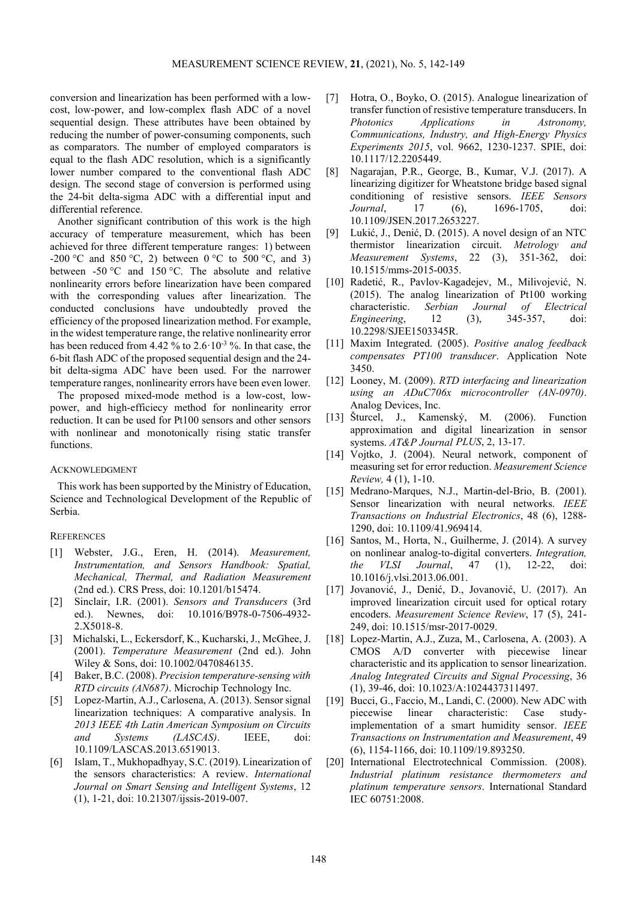conversion and linearization has been performed with a low-cost, low-power, and low-complex flash ADC of a novel sequential design. These attributes have been obtained by reducing the number of power-consuming components, such as comparators. The number of employed comparators is equal to the flash ADC resolution, which is a significantly lower number compared to the conventional flash ADC design. The second stage of conversion is performed using the 24-bit delta-sigma ADC with a differential input and differential reference.

Another significant contribution of this work is the high accuracy of temperature measurement, which has been achieved for three different temperature ranges: 1) between -200 °C and 850 °C, 2) between 0 °C to 500 °C, and 3) between -50 °C and 150 °C. The absolute and relative nonlinearity errors before linearization have been compared with the corresponding values after linearization. The conducted conclusions have undoubtedly proved the efficiency of the proposed linearization method. For example, in the widest temperature range, the relative nonlinearity error has been reduced from 4.42 % to $2.6 \cdot 10^{-3}$ %. In that case, the 6-bit flash ADC of the proposed sequential design and the 24-bit delta-sigma ADC have been used. For the narrower temperature ranges, nonlinearity errors have been even lower.

The proposed mixed-mode method is a low-cost, low-power, and high-efficiecy method for nonlinearity error reduction. It can be used for Pt100 sensors and other sensors with nonlinear and monotonically rising static transfer functions.

## ACKNOWLEDGMENT

This work has been supported by the Ministry of Education, Science and Technological Development of the Republic of Serbia.

## REFERENCES

[1] Webster, J.G., Eren, H. (2014). *Measurement, Instrumentation, and Sensors Handbook: Spatial, Mechanical, Thermal, and Radiation Measurement* (2nd ed.). CRS Press, doi: 10.1201/b15474.

[2] Sinclair, I.R. (2001). *Sensors and Transducers* (3rd ed.). Newnes, doi: 10.1016/B978-0-7506-4932-2.X5018-8.

[3] Michalski, L., Eckersdorf, K., Kucharski, J., McGhee, J. (2001). *Temperature Measurement* (2nd ed.). John Wiley & Sons, doi: 10.1002/0470846135.

[4] Baker, B.C. (2008). *Precision temperature-sensing with RTD circuits (AN687)*. Microchip Technology Inc.

[5] Lopez-Martin, A.J., Carlosena, A. (2013). Sensor signal linearization techniques: A comparative analysis. In *2013 IEEE 4th Latin American Symposium on Circuits and Systems (LASCAS)*. IEEE, doi: 10.1109/LASCAS.2013.6519013.

[6] Islam, T., Mukhopadhyay, S.C. (2019). Linearization of the sensors characteristics: A review. *International Journal on Smart Sensing and Intelligent Systems*, 12 (1), 1-21, doi: 10.21307/ijssis-2019-007.

[7] Hotra, O., Boyko, O. (2015). Analogue linearization of transfer function of resistive temperature transducers. In *Photonics Applications in Astronomy, Communications, Industry, and High-Energy Physics Experiments 2015*, vol. 9662, 1230-1237. SPIE, doi: 10.1117/12.2205449.

[8] Nagarajan, P.R., George, B., Kumar, V.J. (2017). A linearizing digitizer for Wheatstone bridge based signal conditioning of resistive sensors. *IEEE Sensors Journal*, 17 (6), 1696-1705, doi: 10.1109/JSEN.2017.2653227.

[9] Lukić, J., Denić, D. (2015). A novel design of an NTC thermistor linearization circuit. *Metrology and Measurement Systems*, 22 (3), 351-362, doi: 10.1515/mms-2015-0035.

[10] Radetić, R., Pavlov-Kagadejev, M., Milivojević, N. (2015). The analog linearization of Pt100 working characteristic. *Serbian Journal of Electrical Engineering*, 12 (3), 345-357, doi: 10.2298/SJEE1503345R.

[11] Maxim Integrated. (2005). *Positive analog feedback compensates PT100 transducer*. Application Note 3450.

[12] Looney, M. (2009). *RTD interfacing and linearization using an ADuC706x microcontroller (AN-0970)*. Analog Devices, Inc.

[13] Šturcel, J., Kamenský, M. (2006). Function approximation and digital linearization in sensor systems. *AT&P Journal PLUS*, 2, 13-17.

[14] Vojtko, J. (2004). Neural network, component of measuring set for error reduction. *Measurement Science Review,* 4 (1), 1-10.

[15] Medrano-Marques, N.J., Martin-del-Brio, B. (2001). Sensor linearization with neural networks. *IEEE Transactions on Industrial Electronics*, 48 (6), 1288-1290, doi: 10.1109/41.969414.

[16] Santos, M., Horta, N., Guilherme, J. (2014). A survey on nonlinear analog-to-digital converters. *Integration, the VLSI Journal*, 47 (1), 12-22, doi: 10.1016/j.vlsi.2013.06.001.

[17] Jovanović, J., Denić, D., Jovanović, U. (2017). An improved linearization circuit used for optical rotary encoders. *Measurement Science Review*, 17 (5), 241-249, doi: 10.1515/msr-2017-0029.

[18] Lopez-Martin, A.J., Zuza, M., Carlosena, A. (2003). A CMOS A/D converter with piecewise linear characteristic and its application to sensor linearization. *Analog Integrated Circuits and Signal Processing*, 36 (1), 39-46, doi: 10.1023/A:1024437311497.

[19] Bucci, G., Faccio, M., Landi, C. (2000). New ADC with piecewise linear characteristic: Case study-implementation of a smart humidity sensor. *IEEE Transactions on Instrumentation and Measurement*, 49 (6), 1154-1166, doi: 10.1109/19.893250.

[20] International Electrotechnical Commission. (2008). *Industrial platinum resistance thermometers and platinum temperature sensors*. International Standard IEC 60751:2008.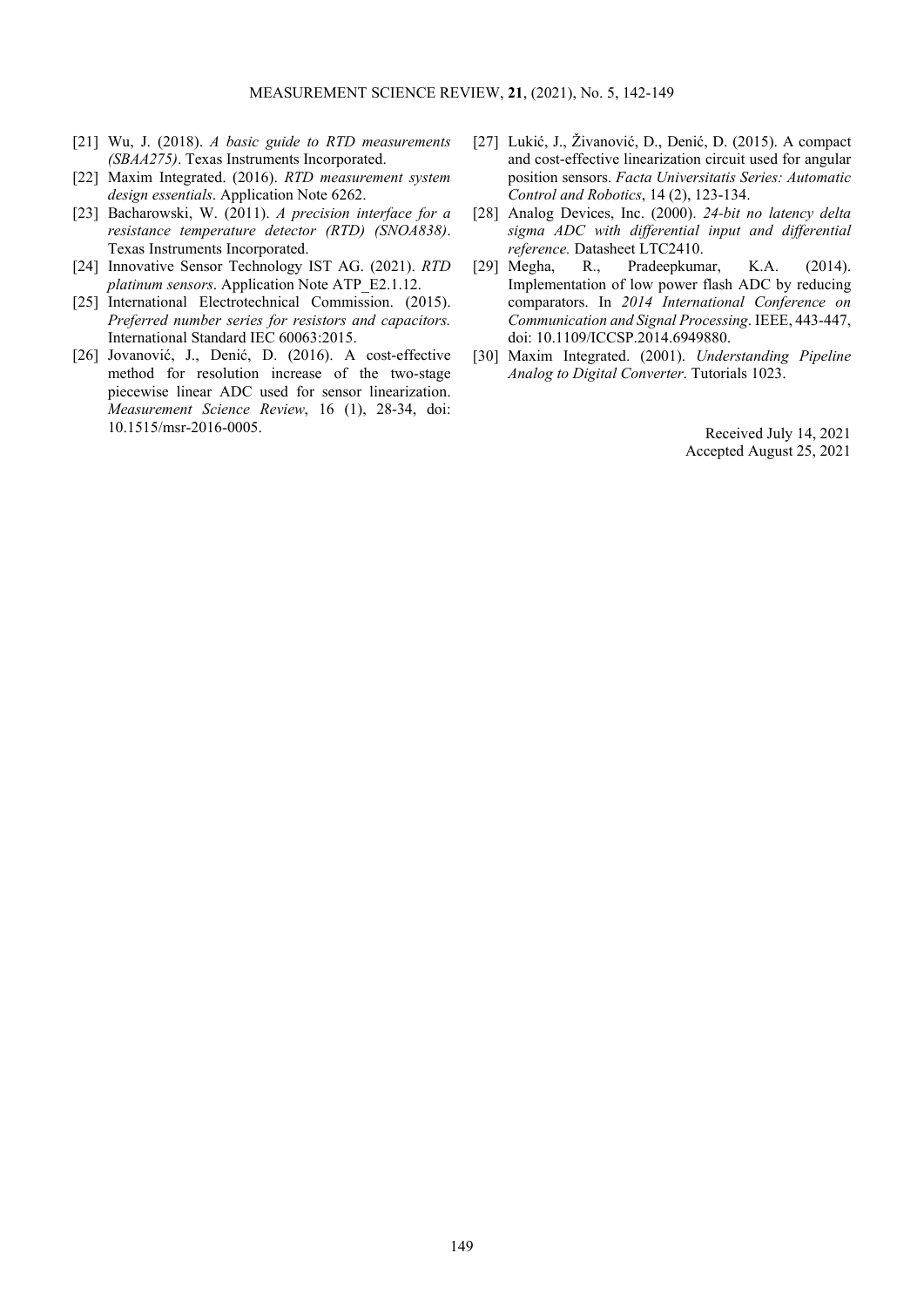[21] Wu, J. (2018). *A basic guide to RTD measurements (SBAA275)*. Texas Instruments Incorporated.

[22] Maxim Integrated. (2016). *RTD measurement system design essentials*. Application Note 6262.

[23] Bacharowski, W. (2011). *A precision interface for a resistance temperature detector (RTD) (SNOA838)*. Texas Instruments Incorporated.

[24] Innovative Sensor Technology IST AG. (2021). *RTD platinum sensors*. Application Note ATP_E2.1.12.

[25] International Electrotechnical Commission. (2015). *Preferred number series for resistors and capacitors.* International Standard IEC 60063:2015.

[26] Jovanović, J., Denić, D. (2016). A cost-effective method for resolution increase of the two-stage piecewise linear ADC used for sensor linearization. *Measurement Science Review*, 16 (1), 28-34, doi: 10.1515/msr-2016-0005.

[27] Lukić, J., Živanović, D., Denić, D. (2015). A compact and cost-effective linearization circuit used for angular position sensors. *Facta Universitatis Series: Automatic Control and Robotics*, 14 (2), 123-134.

[28] Analog Devices, Inc. (2000). *24-bit no latency delta sigma ADC with differential input and differential reference.* Datasheet LTC2410.

[29] Megha, R., Pradeepkumar, K.A. (2014). Implementation of low power flash ADC by reducing comparators. In *2014 International Conference on Communication and Signal Processing*. IEEE, 443-447, doi: 10.1109/ICCSP.2014.6949880.

[30] Maxim Integrated. (2001). *Understanding Pipeline Analog to Digital Converter*. Tutorials 1023.

Received July 14, 2021
Accepted August 25, 2021